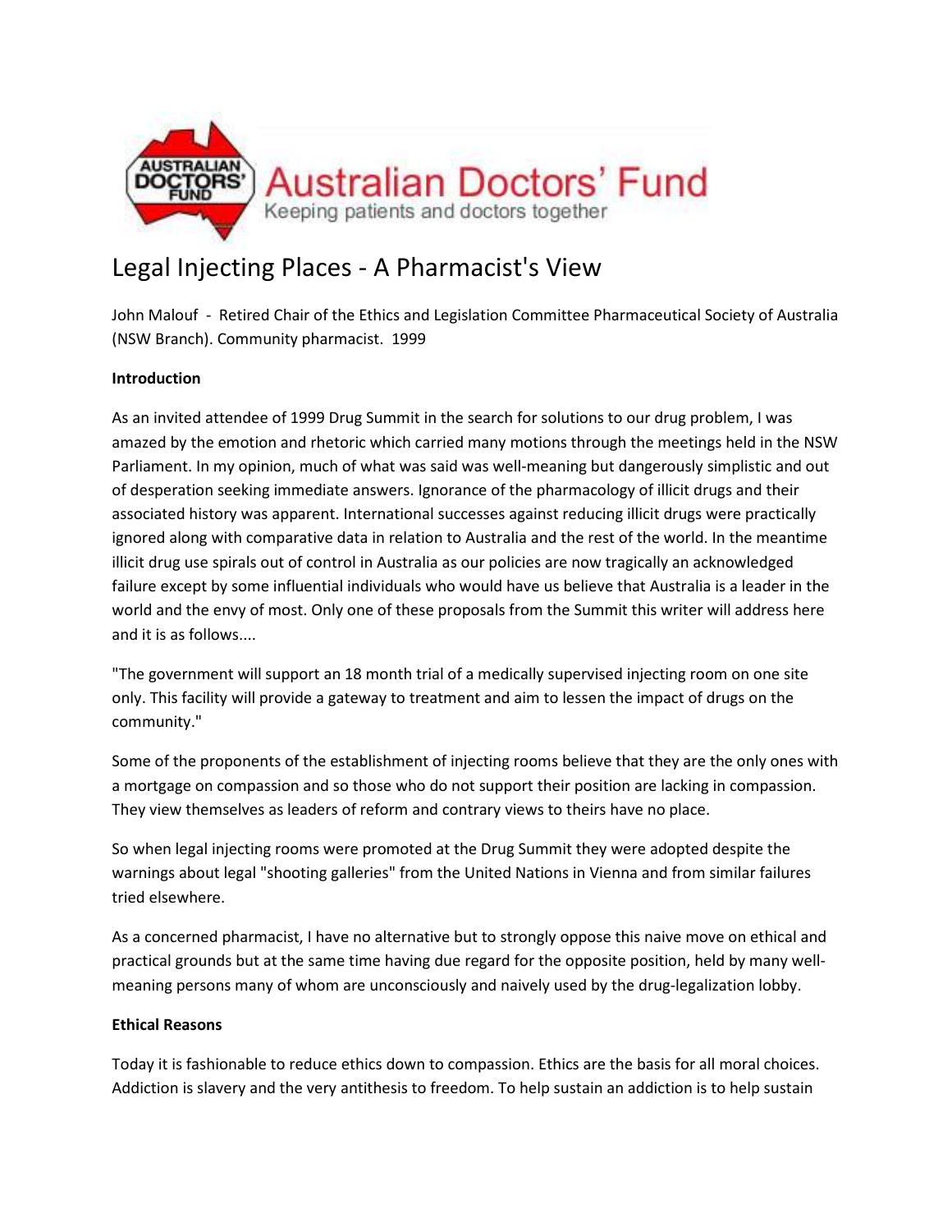Australian Doctors' Fund

Keeping patients and doctors together

# Legal Injecting Places - A Pharmacist's View

John Malouf - Retired Chair of the Ethics and Legislation Committee Pharmaceutical Society of Australia (NSW Branch). Community pharmacist. 1999

**Introduction**

As an invited attendee of 1999 Drug Summit in the search for solutions to our drug problem, I was amazed by the emotion and rhetoric which carried many motions through the meetings held in the NSW Parliament. In my opinion, much of what was said was well-meaning but dangerously simplistic and out of desperation seeking immediate answers. Ignorance of the pharmacology of illicit drugs and their associated history was apparent. International successes against reducing illicit drugs were practically ignored along with comparative data in relation to Australia and the rest of the world. In the meantime illicit drug use spirals out of control in Australia as our policies are now tragically an acknowledged failure except by some influential individuals who would have us believe that Australia is a leader in the world and the envy of most. Only one of these proposals from the Summit this writer will address here and it is as follows....

"The government will support an 18 month trial of a medically supervised injecting room on one site only. This facility will provide a gateway to treatment and aim to lessen the impact of drugs on the community."

Some of the proponents of the establishment of injecting rooms believe that they are the only ones with a mortgage on compassion and so those who do not support their position are lacking in compassion. They view themselves as leaders of reform and contrary views to theirs have no place.

So when legal injecting rooms were promoted at the Drug Summit they were adopted despite the warnings about legal "shooting galleries" from the United Nations in Vienna and from similar failures tried elsewhere.

As a concerned pharmacist, I have no alternative but to strongly oppose this naive move on ethical and practical grounds but at the same time having due regard for the opposite position, held by many well-meaning persons many of whom are unconsciously and naively used by the drug-legalization lobby.

**Ethical Reasons**

Today it is fashionable to reduce ethics down to compassion. Ethics are the basis for all moral choices. Addiction is slavery and the very antithesis to freedom. To help sustain an addiction is to help sustain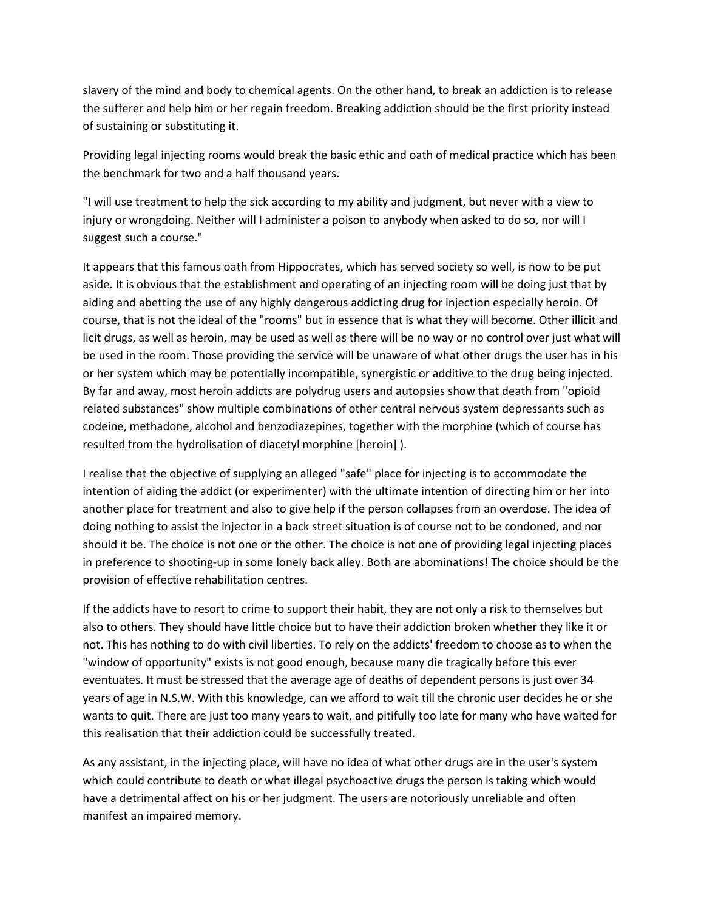slavery of the mind and body to chemical agents. On the other hand, to break an addiction is to release the sufferer and help him or her regain freedom. Breaking addiction should be the first priority instead of sustaining or substituting it.

Providing legal injecting rooms would break the basic ethic and oath of medical practice which has been the benchmark for two and a half thousand years.

"I will use treatment to help the sick according to my ability and judgment, but never with a view to injury or wrongdoing. Neither will I administer a poison to anybody when asked to do so, nor will I suggest such a course."

It appears that this famous oath from Hippocrates, which has served society so well, is now to be put aside. It is obvious that the establishment and operating of an injecting room will be doing just that by aiding and abetting the use of any highly dangerous addicting drug for injection especially heroin. Of course, that is not the ideal of the "rooms" but in essence that is what they will become. Other illicit and licit drugs, as well as heroin, may be used as well as there will be no way or no control over just what will be used in the room. Those providing the service will be unaware of what other drugs the user has in his or her system which may be potentially incompatible, synergistic or additive to the drug being injected. By far and away, most heroin addicts are polydrug users and autopsies show that death from "opioid related substances" show multiple combinations of other central nervous system depressants such as codeine, methadone, alcohol and benzodiazepines, together with the morphine (which of course has resulted from the hydrolisation of diacetyl morphine [heroin] ).

I realise that the objective of supplying an alleged "safe" place for injecting is to accommodate the intention of aiding the addict (or experimenter) with the ultimate intention of directing him or her into another place for treatment and also to give help if the person collapses from an overdose. The idea of doing nothing to assist the injector in a back street situation is of course not to be condoned, and nor should it be. The choice is not one or the other. The choice is not one of providing legal injecting places in preference to shooting-up in some lonely back alley. Both are abominations! The choice should be the provision of effective rehabilitation centres.

If the addicts have to resort to crime to support their habit, they are not only a risk to themselves but also to others. They should have little choice but to have their addiction broken whether they like it or not. This has nothing to do with civil liberties. To rely on the addicts' freedom to choose as to when the "window of opportunity" exists is not good enough, because many die tragically before this ever eventuates. It must be stressed that the average age of deaths of dependent persons is just over 34 years of age in N.S.W. With this knowledge, can we afford to wait till the chronic user decides he or she wants to quit. There are just too many years to wait, and pitifully too late for many who have waited for this realisation that their addiction could be successfully treated.

As any assistant, in the injecting place, will have no idea of what other drugs are in the user's system which could contribute to death or what illegal psychoactive drugs the person is taking which would have a detrimental affect on his or her judgment. The users are notoriously unreliable and often manifest an impaired memory.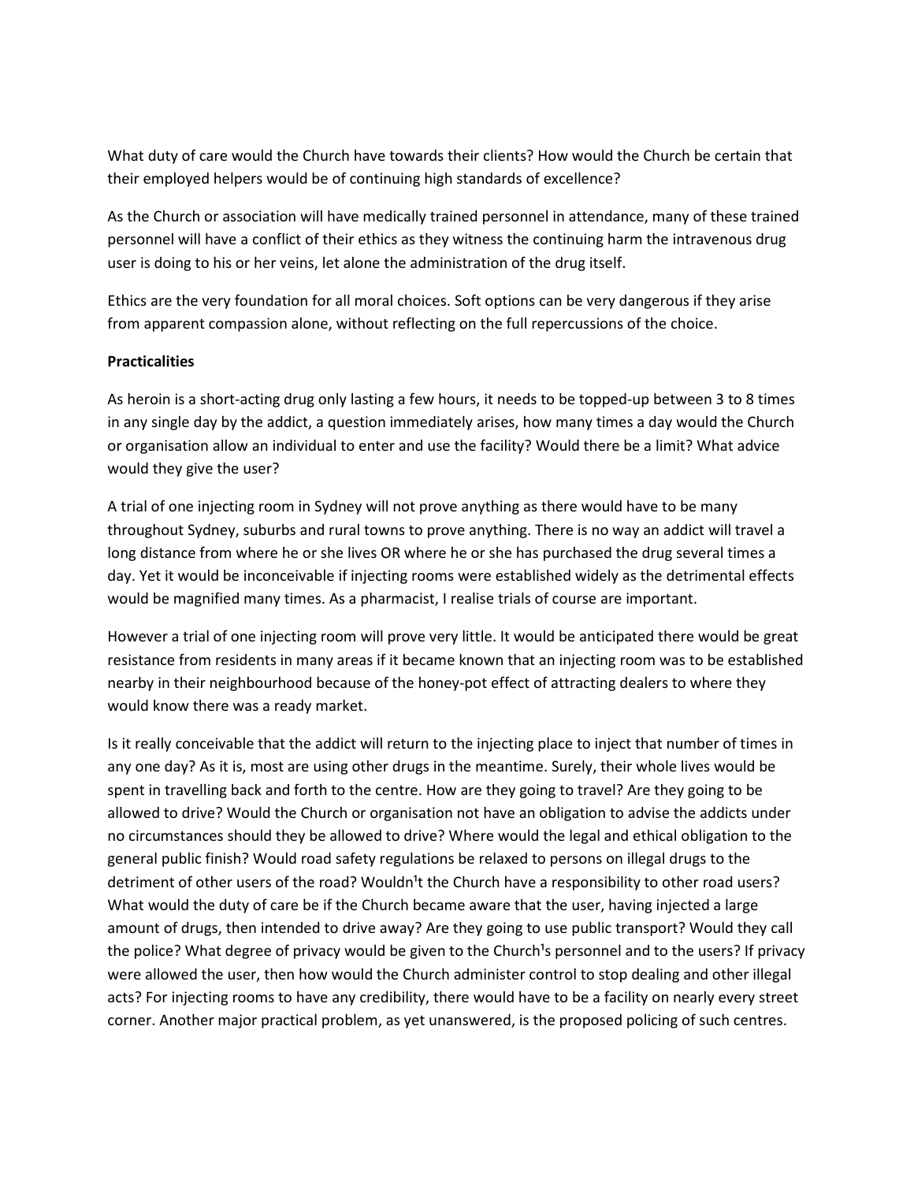What duty of care would the Church have towards their clients? How would the Church be certain that their employed helpers would be of continuing high standards of excellence?

As the Church or association will have medically trained personnel in attendance, many of these trained personnel will have a conflict of their ethics as they witness the continuing harm the intravenous drug user is doing to his or her veins, let alone the administration of the drug itself.

Ethics are the very foundation for all moral choices. Soft options can be very dangerous if they arise from apparent compassion alone, without reflecting on the full repercussions of the choice.

**Practicalities**

As heroin is a short-acting drug only lasting a few hours, it needs to be topped-up between 3 to 8 times in any single day by the addict, a question immediately arises, how many times a day would the Church or organisation allow an individual to enter and use the facility? Would there be a limit? What advice would they give the user?

A trial of one injecting room in Sydney will not prove anything as there would have to be many throughout Sydney, suburbs and rural towns to prove anything. There is no way an addict will travel a long distance from where he or she lives OR where he or she has purchased the drug several times a day. Yet it would be inconceivable if injecting rooms were established widely as the detrimental effects would be magnified many times. As a pharmacist, I realise trials of course are important.

However a trial of one injecting room will prove very little. It would be anticipated there would be great resistance from residents in many areas if it became known that an injecting room was to be established nearby in their neighbourhood because of the honey-pot effect of attracting dealers to where they would know there was a ready market.

Is it really conceivable that the addict will return to the injecting place to inject that number of times in any one day? As it is, most are using other drugs in the meantime. Surely, their whole lives would be spent in travelling back and forth to the centre. How are they going to travel? Are they going to be allowed to drive? Would the Church or organisation not have an obligation to advise the addicts under no circumstances should they be allowed to drive? Where would the legal and ethical obligation to the general public finish? Would road safety regulations be relaxed to persons on illegal drugs to the detriment of other users of the road? Wouldn¹t the Church have a responsibility to other road users? What would the duty of care be if the Church became aware that the user, having injected a large amount of drugs, then intended to drive away? Are they going to use public transport? Would they call the police? What degree of privacy would be given to the Church¹s personnel and to the users? If privacy were allowed the user, then how would the Church administer control to stop dealing and other illegal acts? For injecting rooms to have any credibility, there would have to be a facility on nearly every street corner. Another major practical problem, as yet unanswered, is the proposed policing of such centres.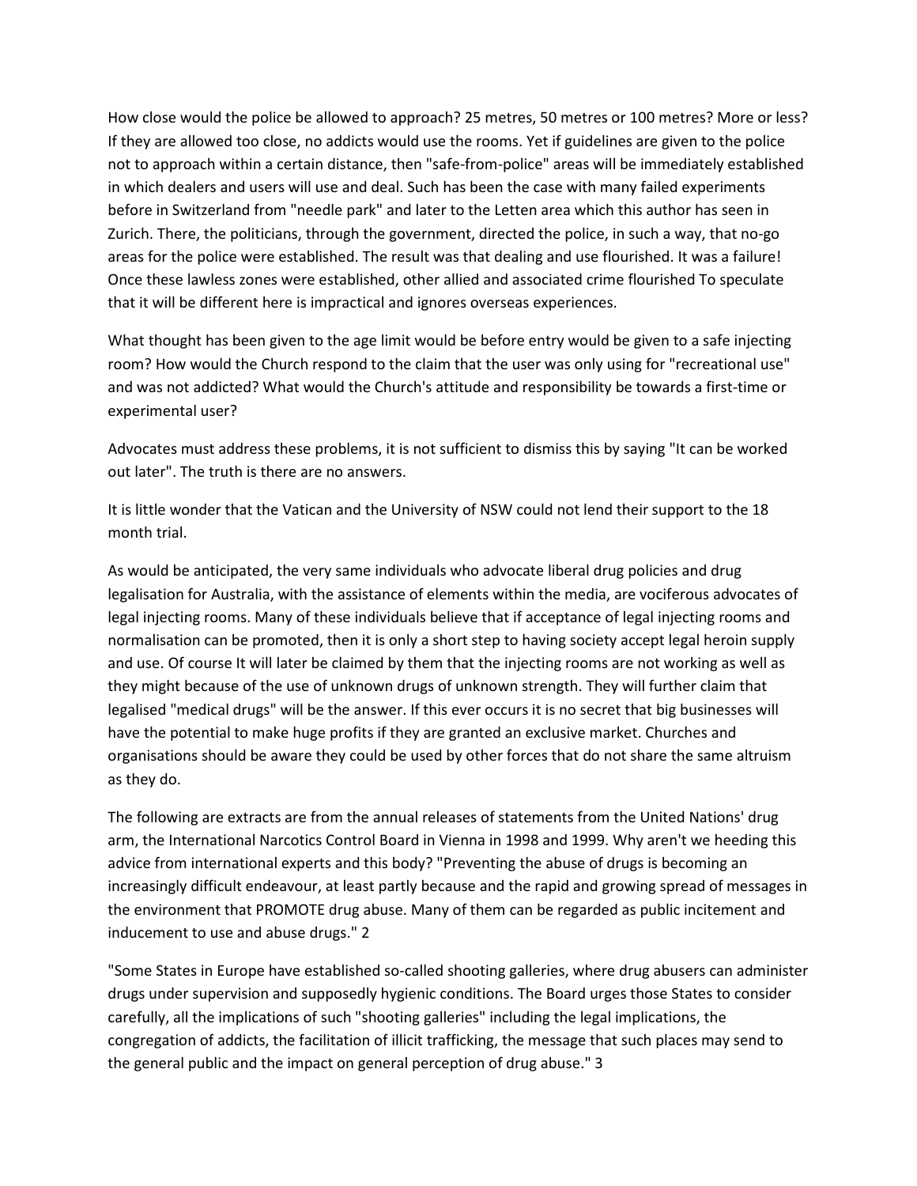How close would the police be allowed to approach? 25 metres, 50 metres or 100 metres? More or less? If they are allowed too close, no addicts would use the rooms. Yet if guidelines are given to the police not to approach within a certain distance, then "safe-from-police" areas will be immediately established in which dealers and users will use and deal. Such has been the case with many failed experiments before in Switzerland from "needle park" and later to the Letten area which this author has seen in Zurich. There, the politicians, through the government, directed the police, in such a way, that no-go areas for the police were established. The result was that dealing and use flourished. It was a failure! Once these lawless zones were established, other allied and associated crime flourished To speculate that it will be different here is impractical and ignores overseas experiences.

What thought has been given to the age limit would be before entry would be given to a safe injecting room? How would the Church respond to the claim that the user was only using for "recreational use" and was not addicted? What would the Church's attitude and responsibility be towards a first-time or experimental user?

Advocates must address these problems, it is not sufficient to dismiss this by saying "It can be worked out later". The truth is there are no answers.

It is little wonder that the Vatican and the University of NSW could not lend their support to the 18 month trial.

As would be anticipated, the very same individuals who advocate liberal drug policies and drug legalisation for Australia, with the assistance of elements within the media, are vociferous advocates of legal injecting rooms. Many of these individuals believe that if acceptance of legal injecting rooms and normalisation can be promoted, then it is only a short step to having society accept legal heroin supply and use. Of course It will later be claimed by them that the injecting rooms are not working as well as they might because of the use of unknown drugs of unknown strength. They will further claim that legalised "medical drugs" will be the answer. If this ever occurs it is no secret that big businesses will have the potential to make huge profits if they are granted an exclusive market. Churches and organisations should be aware they could be used by other forces that do not share the same altruism as they do.

The following are extracts are from the annual releases of statements from the United Nations' drug arm, the International Narcotics Control Board in Vienna in 1998 and 1999. Why aren't we heeding this advice from international experts and this body? "Preventing the abuse of drugs is becoming an increasingly difficult endeavour, at least partly because and the rapid and growing spread of messages in the environment that PROMOTE drug abuse. Many of them can be regarded as public incitement and inducement to use and abuse drugs." 2

"Some States in Europe have established so-called shooting galleries, where drug abusers can administer drugs under supervision and supposedly hygienic conditions. The Board urges those States to consider carefully, all the implications of such "shooting galleries" including the legal implications, the congregation of addicts, the facilitation of illicit trafficking, the message that such places may send to the general public and the impact on general perception of drug abuse." 3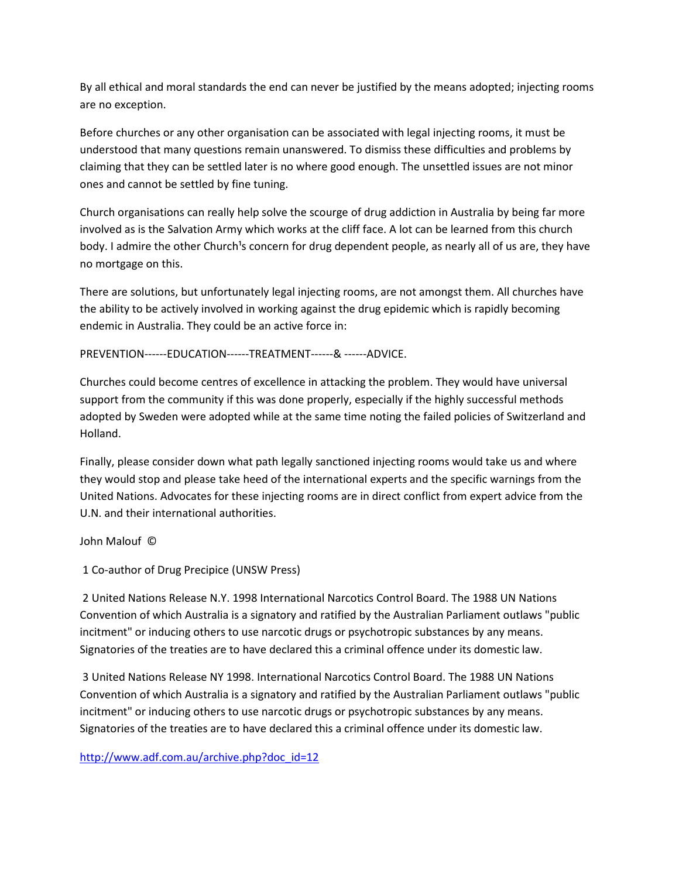By all ethical and moral standards the end can never be justified by the means adopted; injecting rooms are no exception.

Before churches or any other organisation can be associated with legal injecting rooms, it must be understood that many questions remain unanswered. To dismiss these difficulties and problems by claiming that they can be settled later is no where good enough. The unsettled issues are not minor ones and cannot be settled by fine tuning.

Church organisations can really help solve the scourge of drug addiction in Australia by being far more involved as is the Salvation Army which works at the cliff face. A lot can be learned from this church body. I admire the other Church[1]s concern for drug dependent people, as nearly all of us are, they have no mortgage on this.

There are solutions, but unfortunately legal injecting rooms, are not amongst them. All churches have the ability to be actively involved in working against the drug epidemic which is rapidly becoming endemic in Australia. They could be an active force in:

PREVENTION------EDUCATION------TREATMENT------& ------ADVICE.

Churches could become centres of excellence in attacking the problem. They would have universal support from the community if this was done properly, especially if the highly successful methods adopted by Sweden were adopted while at the same time noting the failed policies of Switzerland and Holland.

Finally, please consider down what path legally sanctioned injecting rooms would take us and where they would stop and please take heed of the international experts and the specific warnings from the United Nations. Advocates for these injecting rooms are in direct conflict from expert advice from the U.N. and their international authorities.

John Malouf ©

1 Co-author of Drug Precipice (UNSW Press)

2 United Nations Release N.Y. 1998 International Narcotics Control Board. The 1988 UN Nations Convention of which Australia is a signatory and ratified by the Australian Parliament outlaws "public incitment" or inducing others to use narcotic drugs or psychotropic substances by any means. Signatories of the treaties are to have declared this a criminal offence under its domestic law.

3 United Nations Release NY 1998. International Narcotics Control Board. The 1988 UN Nations Convention of which Australia is a signatory and ratified by the Australian Parliament outlaws "public incitment" or inducing others to use narcotic drugs or psychotropic substances by any means. Signatories of the treaties are to have declared this a criminal offence under its domestic law.

http://www.adf.com.au/archive.php?doc_id=12